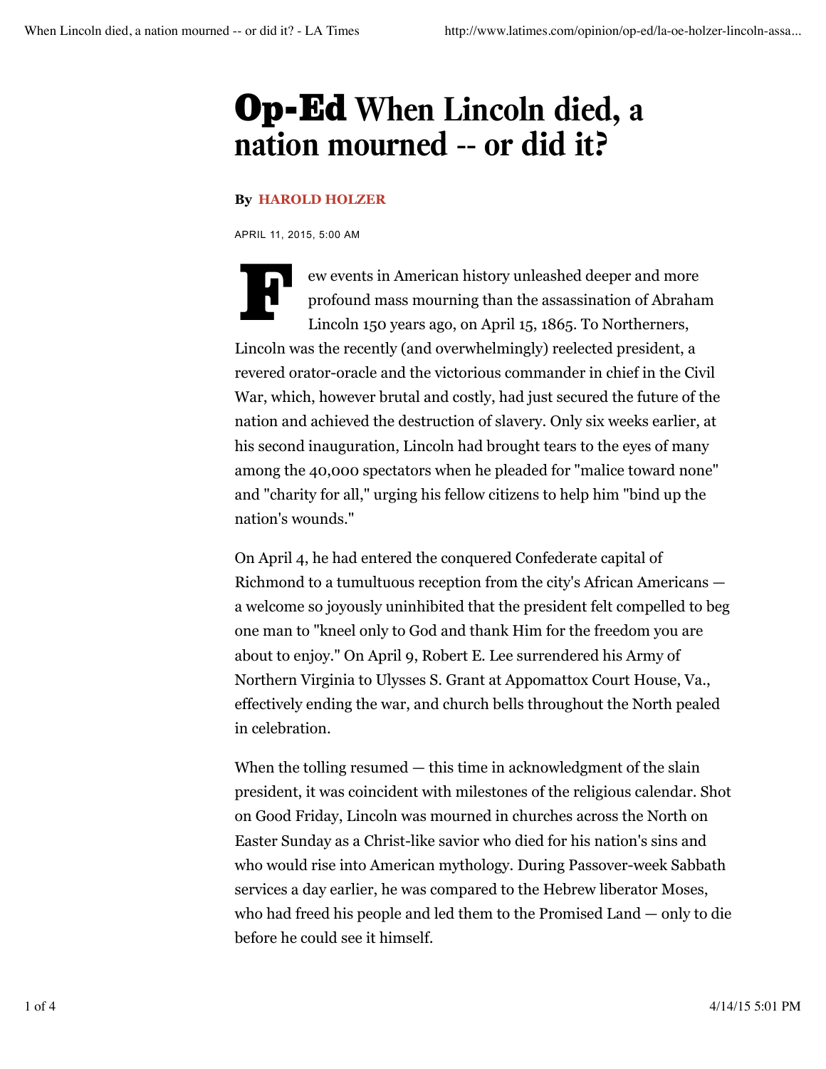# Op-Ed When Lincoln died, a nation mourned -- or did it?

**By HAROLD HOLZER**

APRIL 11, 2015, 5:00 AM

Few events in American history unleashed deeper and more profound mass mourning than the assassination of Abraham Lincoln 150 years ago, on April 15, 1865. To Northerners, Lincoln was the recently (and overwhelmingly) reelected president, a revered orator-oracle and the victorious commander in chief in the Civil War, which, however brutal and costly, had just secured the future of the nation and achieved the destruction of slavery. Only six weeks earlier, at his second inauguration, Lincoln had brought tears to the eyes of many among the 40,000 spectators when he pleaded for "malice toward none" and "charity for all," urging his fellow citizens to help him "bind up the nation's wounds."

On April 4, he had entered the conquered Confederate capital of Richmond to a tumultuous reception from the city's African Americans — a welcome so joyously uninhibited that the president felt compelled to beg one man to "kneel only to God and thank Him for the freedom you are about to enjoy." On April 9, Robert E. Lee surrendered his Army of Northern Virginia to Ulysses S. Grant at Appomattox Court House, Va., effectively ending the war, and church bells throughout the North pealed in celebration.

When the tolling resumed — this time in acknowledgment of the slain president, it was coincident with milestones of the religious calendar. Shot on Good Friday, Lincoln was mourned in churches across the North on Easter Sunday as a Christ-like savior who died for his nation's sins and who would rise into American mythology. During Passover-week Sabbath services a day earlier, he was compared to the Hebrew liberator Moses, who had freed his people and led them to the Promised Land — only to die before he could see it himself.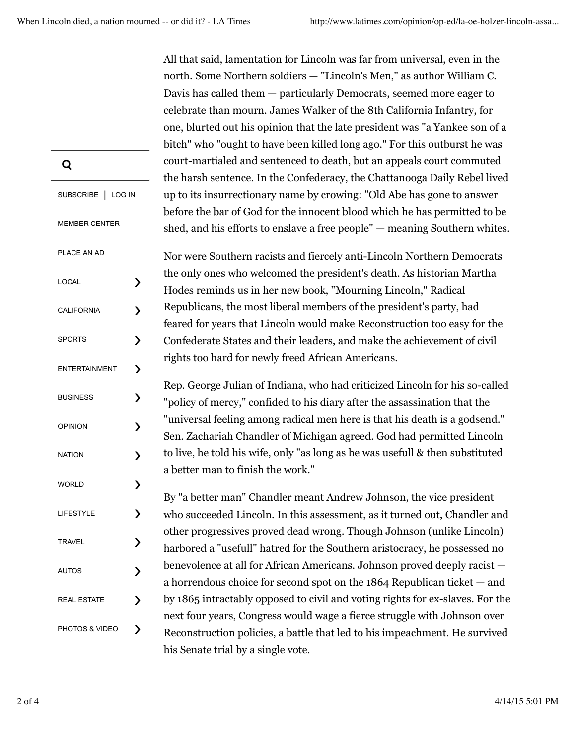All that said, lamentation for Lincoln was far from universal, even in the north. Some Northern soldiers — "Lincoln's Men," as author William C. Davis has called them — particularly Democrats, seemed more eager to celebrate than mourn. James Walker of the 8th California Infantry, for one, blurted out his opinion that the late president was "a Yankee son of a bitch" who "ought to have been killed long ago." For this outburst he was court-martialed and sentenced to death, but an appeals court commuted the harsh sentence. In the Confederacy, the Chattanooga Daily Rebel lived up to its insurrectionary name by crowing: "Old Abe has gone to answer before the bar of God for the innocent blood which he has permitted to be shed, and his efforts to enslave a free people" — meaning Southern whites.

Nor were Southern racists and fiercely anti-Lincoln Northern Democrats the only ones who welcomed the president's death. As historian Martha Hodes reminds us in her new book, "Mourning Lincoln," Radical Republicans, the most liberal members of the president's party, had feared for years that Lincoln would make Reconstruction too easy for the Confederate States and their leaders, and make the achievement of civil rights too hard for newly freed African Americans.

Rep. George Julian of Indiana, who had criticized Lincoln for his so-called "policy of mercy," confided to his diary after the assassination that the "universal feeling among radical men here is that his death is a godsend." Sen. Zachariah Chandler of Michigan agreed. God had permitted Lincoln to live, he told his wife, only "as long as he was usefull & then substituted a better man to finish the work."

By "a better man" Chandler meant Andrew Johnson, the vice president who succeeded Lincoln. In this assessment, as it turned out, Chandler and other progressives proved dead wrong. Though Johnson (unlike Lincoln) harbored a "usefull" hatred for the Southern aristocracy, he possessed no benevolence at all for African Americans. Johnson proved deeply racist — a horrendous choice for second spot on the 1864 Republican ticket — and by 1865 intractably opposed to civil and voting rights for ex-slaves. For the next four years, Congress would wage a fierce struggle with Johnson over Reconstruction policies, a battle that led to his impeachment. He survived his Senate trial by a single vote.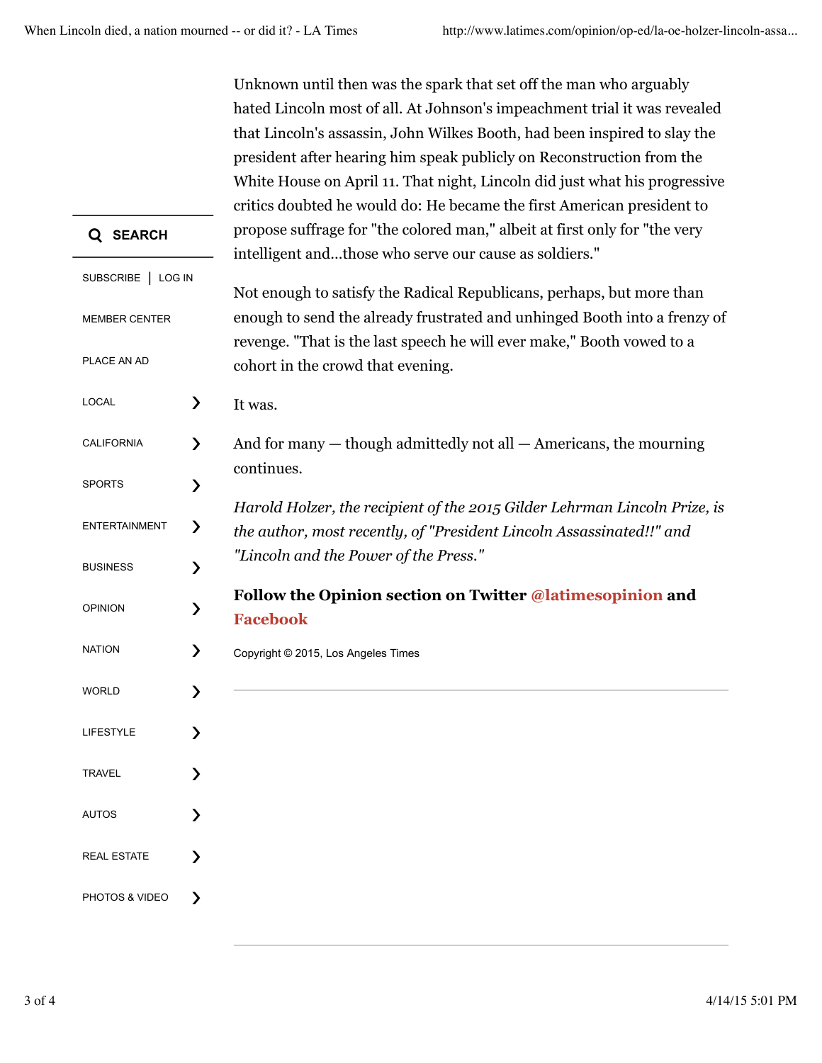Unknown until then was the spark that set off the man who arguably hated Lincoln most of all. At Johnson's impeachment trial it was revealed that Lincoln's assassin, John Wilkes Booth, had been inspired to slay the president after hearing him speak publicly on Reconstruction from the White House on April 11. That night, Lincoln did just what his progressive critics doubted he would do: He became the first American president to propose suffrage for "the colored man," albeit at first only for "the very intelligent and...those who serve our cause as soldiers."

Not enough to satisfy the Radical Republicans, perhaps, but more than enough to send the already frustrated and unhinged Booth into a frenzy of revenge. "That is the last speech he will ever make," Booth vowed to a cohort in the crowd that evening.

It was.

And for many — though admittedly not all — Americans, the mourning continues.

*Harold Holzer, the recipient of the 2015 Gilder Lehrman Lincoln Prize, is the author, most recently, of "President Lincoln Assassinated!!" and "Lincoln and the Power of the Press."*

**Follow the Opinion section on Twitter @latimesopinion and Facebook**

Copyright © 2015, Los Angeles Times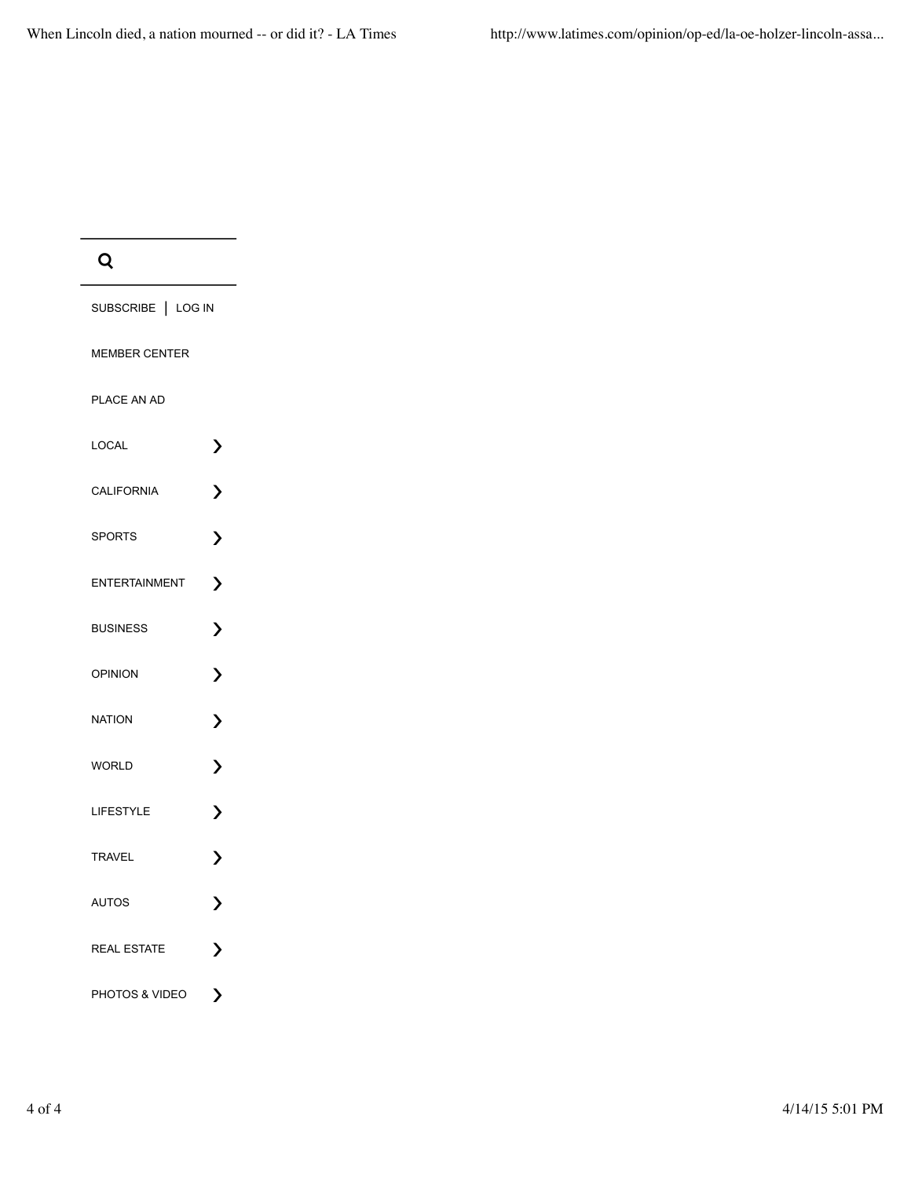SUBSCRIBE | LOG IN

MEMBER CENTER

PLACE AN AD

LOCAL ❯

CALIFORNIA ❯

SPORTS ❯

ENTERTAINMENT ❯

BUSINESS ❯

OPINION ❯

NATION ❯

WORLD ❯

LIFESTYLE ❯

TRAVEL ❯

AUTOS ❯

REAL ESTATE ❯

PHOTOS & VIDEO ❯